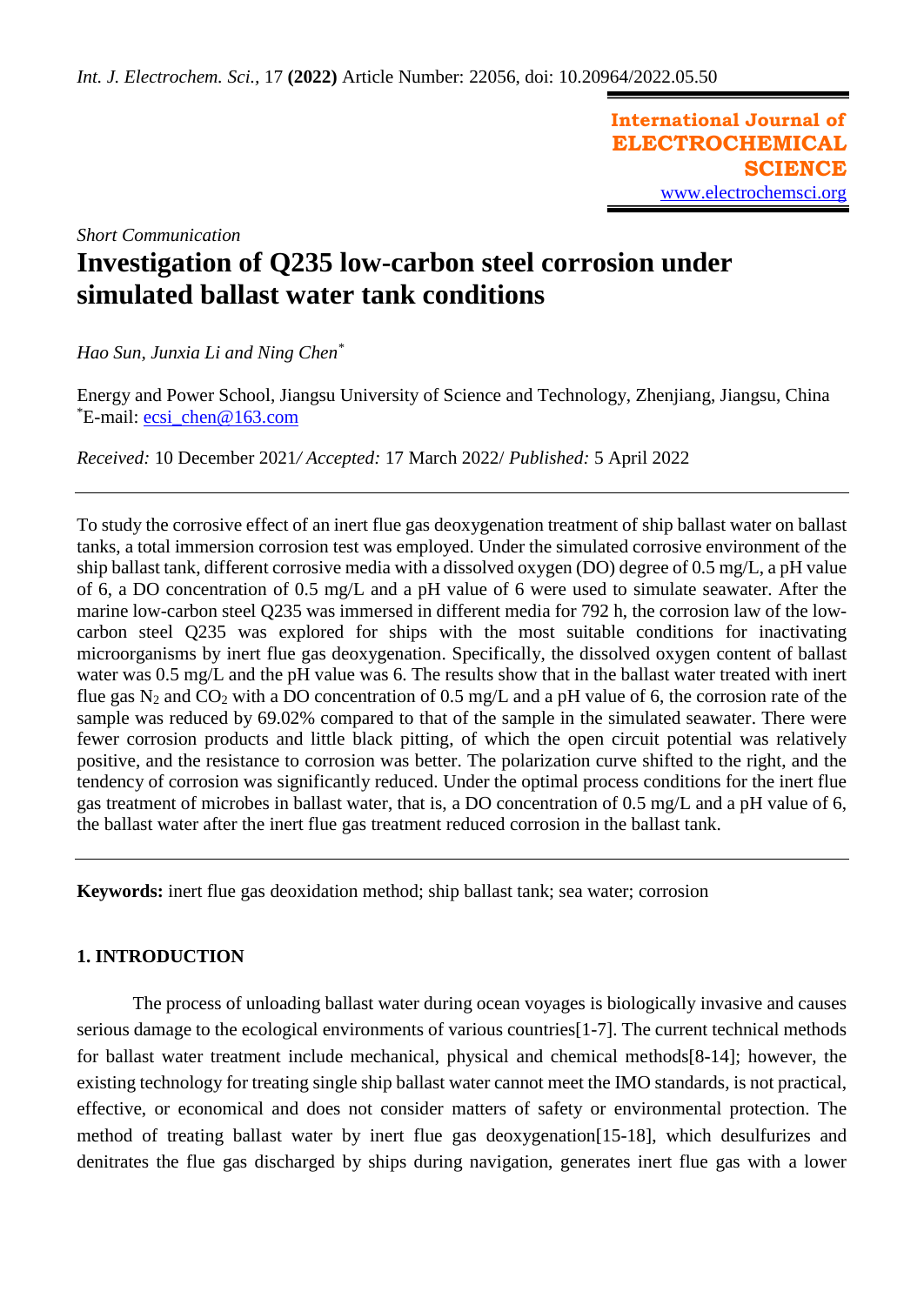*Short Communication*

# Investigation of Q235 low-carbon steel corrosion under simulated ballast water tank conditions

*Hao Sun, Junxia Li and Ning Chen*[*]

Energy and Power School, Jiangsu University of Science and Technology, Zhenjiang, Jiangsu, China
[*]E-mail: ecsi_chen@163.com

*Received:* 10 December 2021/ *Accepted:* 17 March 2022/ *Published:* 5 April 2022

To study the corrosive effect of an inert flue gas deoxygenation treatment of ship ballast water on ballast tanks, a total immersion corrosion test was employed. Under the simulated corrosive environment of the ship ballast tank, different corrosive media with a dissolved oxygen (DO) degree of 0.5 mg/L, a pH value of 6, a DO concentration of 0.5 mg/L and a pH value of 6 were used to simulate seawater. After the marine low-carbon steel Q235 was immersed in different media for 792 h, the corrosion law of the low-carbon steel Q235 was explored for ships with the most suitable conditions for inactivating microorganisms by inert flue gas deoxygenation. Specifically, the dissolved oxygen content of ballast water was 0.5 mg/L and the pH value was 6. The results show that in the ballast water treated with inert flue gas $N_2$ and $CO_2$ with a DO concentration of 0.5 mg/L and a pH value of 6, the corrosion rate of the sample was reduced by 69.02% compared to that of the sample in the simulated seawater. There were fewer corrosion products and little black pitting, of which the open circuit potential was relatively positive, and the resistance to corrosion was better. The polarization curve shifted to the right, and the tendency of corrosion was significantly reduced. Under the optimal process conditions for the inert flue gas treatment of microbes in ballast water, that is, a DO concentration of 0.5 mg/L and a pH value of 6, the ballast water after the inert flue gas treatment reduced corrosion in the ballast tank.

**Keywords:** inert flue gas deoxidation method; ship ballast tank; sea water; corrosion

## 1. INTRODUCTION

The process of unloading ballast water during ocean voyages is biologically invasive and causes serious damage to the ecological environments of various countries[1-7]. The current technical methods for ballast water treatment include mechanical, physical and chemical methods[8-14]; however, the existing technology for treating single ship ballast water cannot meet the IMO standards, is not practical, effective, or economical and does not consider matters of safety or environmental protection. The method of treating ballast water by inert flue gas deoxygenation[15-18], which desulfurizes and denitrates the flue gas discharged by ships during navigation, generates inert flue gas with a lower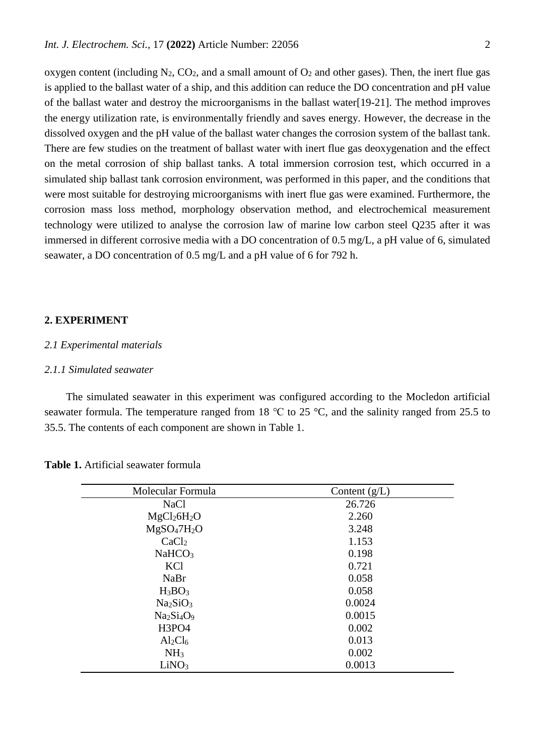oxygen content (including $N_2$, $CO_2$, and a small amount of $O_2$ and other gases). Then, the inert flue gas is applied to the ballast water of a ship, and this addition can reduce the DO concentration and pH value of the ballast water and destroy the microorganisms in the ballast water[19-21]. The method improves the energy utilization rate, is environmentally friendly and saves energy. However, the decrease in the dissolved oxygen and the pH value of the ballast water changes the corrosion system of the ballast tank. There are few studies on the treatment of ballast water with inert flue gas deoxygenation and the effect on the metal corrosion of ship ballast tanks. A total immersion corrosion test, which occurred in a simulated ship ballast tank corrosion environment, was performed in this paper, and the conditions that were most suitable for destroying microorganisms with inert flue gas were examined. Furthermore, the corrosion mass loss method, morphology observation method, and electrochemical measurement technology were utilized to analyse the corrosion law of marine low carbon steel Q235 after it was immersed in different corrosive media with a DO concentration of 0.5 mg/L, a pH value of 6, simulated seawater, a DO concentration of 0.5 mg/L and a pH value of 6 for 792 h.

## 2. EXPERIMENT

### *2.1 Experimental materials*

#### *2.1.1 Simulated seawater*

The simulated seawater in this experiment was configured according to the Mocledon artificial seawater formula. The temperature ranged from 18 ℃ to 25 ℃, and the salinity ranged from 25.5 to 35.5. The contents of each component are shown in Table 1.

**Table 1.** Artificial seawater formula

| Molecular Formula | Content (g/L) |
|---|---|
| NaCl | 26.726 |
| $MgCl_2 6H_2O$ | 2.260 |
| $MgSO_4 7H_2O$ | 3.248 |
| $CaCl_2$ | 1.153 |
| $NaHCO_3$ | 0.198 |
| KCl | 0.721 |
| NaBr | 0.058 |
| $H_3BO_3$ | 0.058 |
| $Na_2SiO_3$ | 0.0024 |
| $Na_2Si_4O_9$ | 0.0015 |
| H3PO4 | 0.002 |
| $Al_2Cl_6$ | 0.013 |
| $NH_3$ | 0.002 |
| $LiNO_3$ | 0.0013 |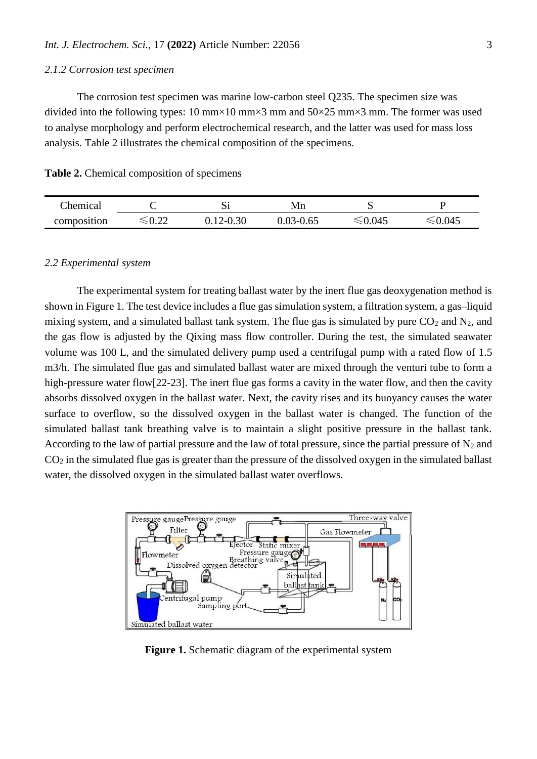### 2.1.2 Corrosion test specimen

The corrosion test specimen was marine low-carbon steel Q235. The specimen size was divided into the following types: 10 mm×10 mm×3 mm and 50×25 mm×3 mm. The former was used to analyse morphology and perform electrochemical research, and the latter was used for mass loss analysis. Table 2 illustrates the chemical composition of the specimens.

**Table 2.** Chemical composition of specimens

| Chemical composition | C | Si | Mn | S | P |
|---|---|---|---|---|---|
| | ⩽0.22 | 0.12-0.30 | 0.03-0.65 | ⩽0.045 | ⩽0.045 |

### 2.2 Experimental system

The experimental system for treating ballast water by the inert flue gas deoxygenation method is shown in Figure 1. The test device includes a flue gas simulation system, a filtration system, a gas–liquid mixing system, and a simulated ballast tank system. The flue gas is simulated by pure $CO_2$ and $N_2$, and the gas flow is adjusted by the Qixing mass flow controller. During the test, the simulated seawater volume was 100 L, and the simulated delivery pump used a centrifugal pump with a rated flow of 1.5 m3/h. The simulated flue gas and simulated ballast water are mixed through the venturi tube to form a high-pressure water flow[22-23]. The inert flue gas forms a cavity in the water flow, and then the cavity absorbs dissolved oxygen in the ballast water. Next, the cavity rises and its buoyancy causes the water surface to overflow, so the dissolved oxygen in the ballast water is changed. The function of the simulated ballast tank breathing valve is to maintain a slight positive pressure in the ballast tank. According to the law of partial pressure and the law of total pressure, since the partial pressure of $N_2$ and $CO_2$ in the simulated flue gas is greater than the pressure of the dissolved oxygen in the simulated ballast water, the dissolved oxygen in the simulated ballast water overflows.

**Figure 1.** Schematic diagram of the experimental system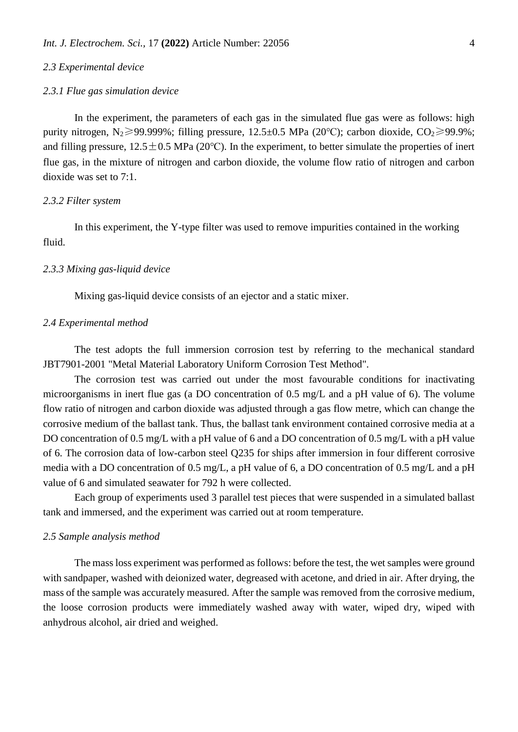*2.3 Experimental device*

*2.3.1 Flue gas simulation device*

In the experiment, the parameters of each gas in the simulated flue gas were as follows: high purity nitrogen, $N_2 \geqslant 99.999\%$; filling pressure, 12.5±0.5 MPa (20°C); carbon dioxide, $CO_2 \geqslant 99.9\%$; and filling pressure, 12.5±0.5 MPa (20°C). In the experiment, to better simulate the properties of inert flue gas, in the mixture of nitrogen and carbon dioxide, the volume flow ratio of nitrogen and carbon dioxide was set to 7:1.

*2.3.2 Filter system*

In this experiment, the Y-type filter was used to remove impurities contained in the working fluid.

*2.3.3 Mixing gas-liquid device*

Mixing gas-liquid device consists of an ejector and a static mixer.

*2.4 Experimental method*

The test adopts the full immersion corrosion test by referring to the mechanical standard JBT7901-2001 "Metal Material Laboratory Uniform Corrosion Test Method".

The corrosion test was carried out under the most favourable conditions for inactivating microorganisms in inert flue gas (a DO concentration of 0.5 mg/L and a pH value of 6). The volume flow ratio of nitrogen and carbon dioxide was adjusted through a gas flow metre, which can change the corrosive medium of the ballast tank. Thus, the ballast tank environment contained corrosive media at a DO concentration of 0.5 mg/L with a pH value of 6 and a DO concentration of 0.5 mg/L with a pH value of 6. The corrosion data of low-carbon steel Q235 for ships after immersion in four different corrosive media with a DO concentration of 0.5 mg/L, a pH value of 6, a DO concentration of 0.5 mg/L and a pH value of 6 and simulated seawater for 792 h were collected.

Each group of experiments used 3 parallel test pieces that were suspended in a simulated ballast tank and immersed, and the experiment was carried out at room temperature.

*2.5 Sample analysis method*

The mass loss experiment was performed as follows: before the test, the wet samples were ground with sandpaper, washed with deionized water, degreased with acetone, and dried in air. After drying, the mass of the sample was accurately measured. After the sample was removed from the corrosive medium, the loose corrosion products were immediately washed away with water, wiped dry, wiped with anhydrous alcohol, air dried and weighed.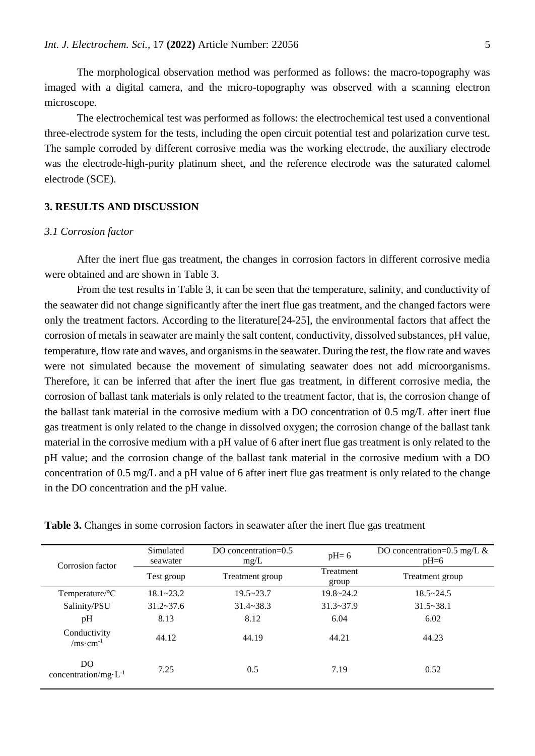The morphological observation method was performed as follows: the macro-topography was imaged with a digital camera, and the micro-topography was observed with a scanning electron microscope.

The electrochemical test was performed as follows: the electrochemical test used a conventional three-electrode system for the tests, including the open circuit potential test and polarization curve test. The sample corroded by different corrosive media was the working electrode, the auxiliary electrode was the electrode-high-purity platinum sheet, and the reference electrode was the saturated calomel electrode (SCE).

## 3. RESULTS AND DISCUSSION

### *3.1 Corrosion factor*

After the inert flue gas treatment, the changes in corrosion factors in different corrosive media were obtained and are shown in Table 3.

From the test results in Table 3, it can be seen that the temperature, salinity, and conductivity of the seawater did not change significantly after the inert flue gas treatment, and the changed factors were only the treatment factors. According to the literature[24-25], the environmental factors that affect the corrosion of metals in seawater are mainly the salt content, conductivity, dissolved substances, pH value, temperature, flow rate and waves, and organisms in the seawater. During the test, the flow rate and waves were not simulated because the movement of simulating seawater does not add microorganisms. Therefore, it can be inferred that after the inert flue gas treatment, in different corrosive media, the corrosion of ballast tank materials is only related to the treatment factor, that is, the corrosion change of the ballast tank material in the corrosive medium with a DO concentration of 0.5 mg/L after inert flue gas treatment is only related to the change in dissolved oxygen; the corrosion change of the ballast tank material in the corrosive medium with a pH value of 6 after inert flue gas treatment is only related to the pH value; and the corrosion change of the ballast tank material in the corrosive medium with a DO concentration of 0.5 mg/L and a pH value of 6 after inert flue gas treatment is only related to the change in the DO concentration and the pH value.

**Table 3.** Changes in some corrosion factors in seawater after the inert flue gas treatment

| Corrosion factor | Simulated seawater | DO concentration=0.5 mg/L | pH= 6 | DO concentration=0.5 mg/L & pH=6 |
|---|---|---|---|---|
| | Test group | Treatment group | Treatment group | Treatment group |
| Temperature/℃ | 18.1~23.2 | 19.5~23.7 | 19.8~24.2 | 18.5~24.5 |
| Salinity/PSU | 31.2~37.6 | 31.4~38.3 | 31.3~37.9 | 31.5~38.1 |
| pH | 8.13 | 8.12 | 6.04 | 6.02 |
| Conductivity /$ms \cdot cm^{-1}$ | 44.12 | 44.19 | 44.21 | 44.23 |
| DO concentration/$mg \cdot L^{-1}$ | 7.25 | 0.5 | 7.19 | 0.52 |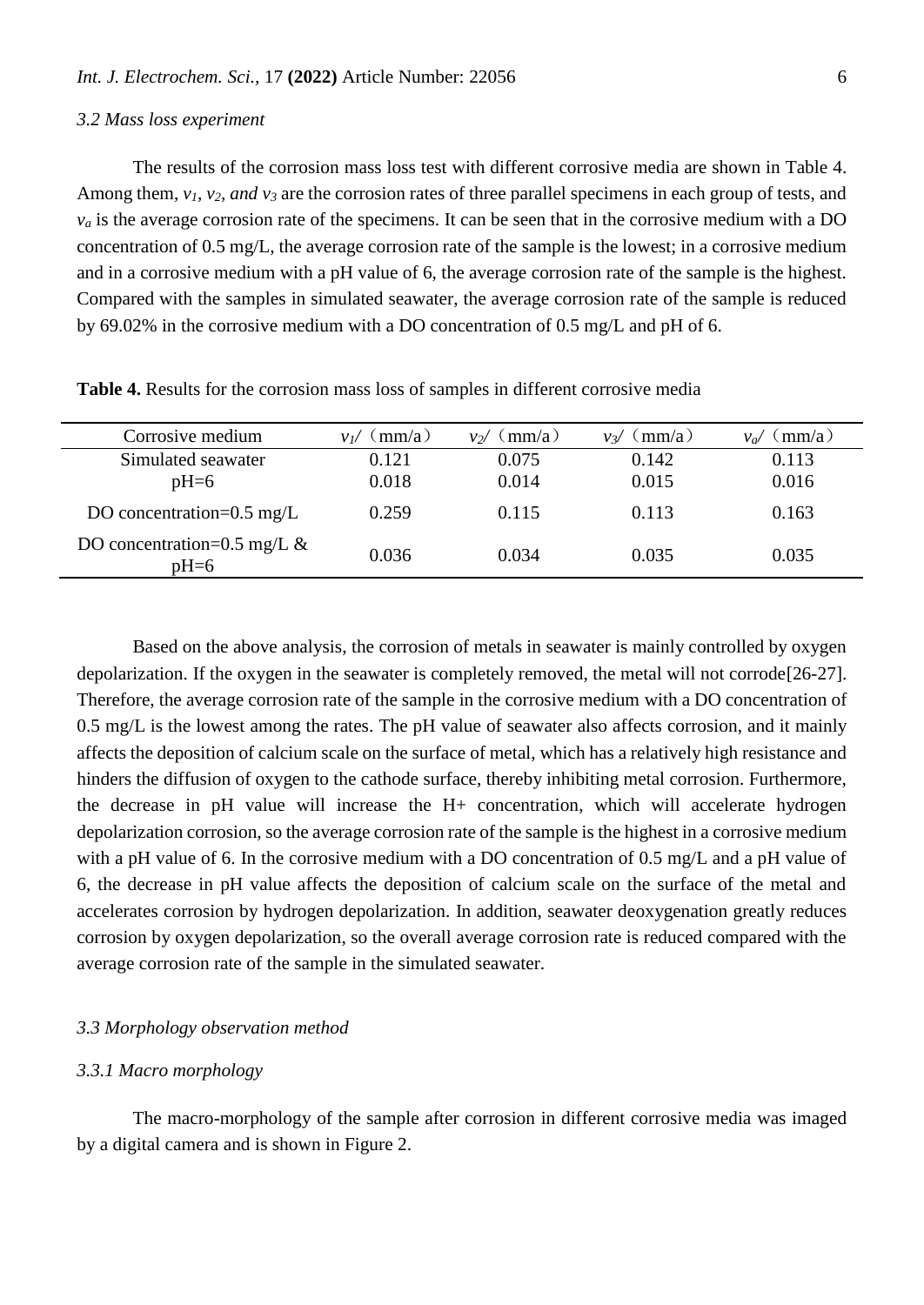### 3.2 Mass loss experiment

The results of the corrosion mass loss test with different corrosive media are shown in Table 4. Among them, $v_1$, $v_2$, *and* $v_3$ are the corrosion rates of three parallel specimens in each group of tests, and $v_a$ is the average corrosion rate of the specimens. It can be seen that in the corrosive medium with a DO concentration of 0.5 mg/L, the average corrosion rate of the sample is the lowest; in a corrosive medium and in a corrosive medium with a pH value of 6, the average corrosion rate of the sample is the highest. Compared with the samples in simulated seawater, the average corrosion rate of the sample is reduced by 69.02% in the corrosive medium with a DO concentration of 0.5 mg/L and pH of 6.

**Table 4.** Results for the corrosion mass loss of samples in different corrosive media

| Corrosive medium | $v_1$/（mm/a） | $v_2$/（mm/a） | $v_3$/（mm/a） | $v_a$/（mm/a） |
|---|---|---|---|---|
| Simulated seawater | 0.121 | 0.075 | 0.142 | 0.113 |
| pH=6 | 0.018 | 0.014 | 0.015 | 0.016 |
| DO concentration=0.5 mg/L | 0.259 | 0.115 | 0.113 | 0.163 |
| DO concentration=0.5 mg/L & pH=6 | 0.036 | 0.034 | 0.035 | 0.035 |

Based on the above analysis, the corrosion of metals in seawater is mainly controlled by oxygen depolarization. If the oxygen in the seawater is completely removed, the metal will not corrode[26-27]. Therefore, the average corrosion rate of the sample in the corrosive medium with a DO concentration of 0.5 mg/L is the lowest among the rates. The pH value of seawater also affects corrosion, and it mainly affects the deposition of calcium scale on the surface of metal, which has a relatively high resistance and hinders the diffusion of oxygen to the cathode surface, thereby inhibiting metal corrosion. Furthermore, the decrease in pH value will increase the $H^+$ concentration, which will accelerate hydrogen depolarization corrosion, so the average corrosion rate of the sample is the highest in a corrosive medium with a pH value of 6. In the corrosive medium with a DO concentration of 0.5 mg/L and a pH value of 6, the decrease in pH value affects the deposition of calcium scale on the surface of the metal and accelerates corrosion by hydrogen depolarization. In addition, seawater deoxygenation greatly reduces corrosion by oxygen depolarization, so the overall average corrosion rate is reduced compared with the average corrosion rate of the sample in the simulated seawater.

### 3.3 Morphology observation method

#### 3.3.1 Macro morphology

The macro-morphology of the sample after corrosion in different corrosive media was imaged by a digital camera and is shown in Figure 2.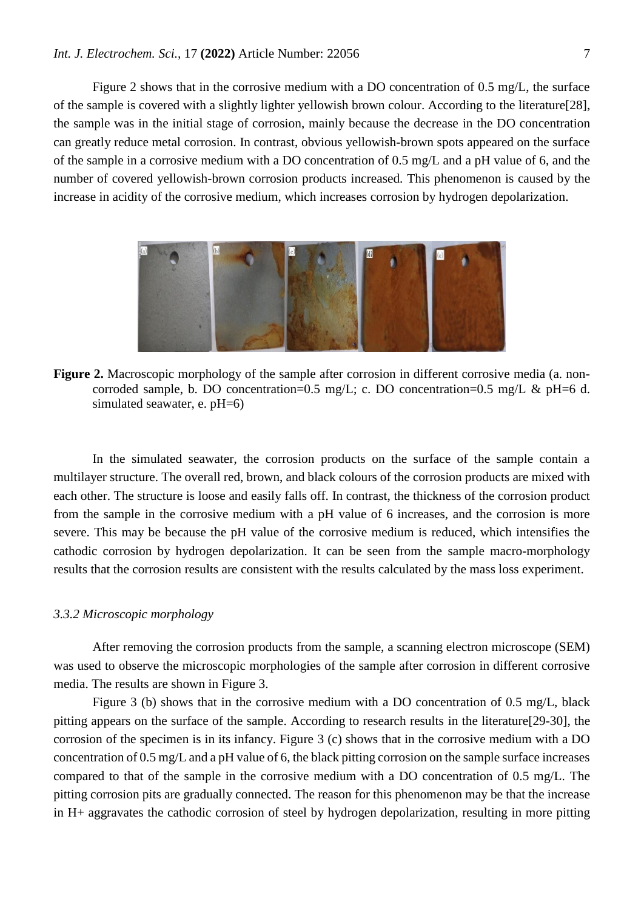Figure 2 shows that in the corrosive medium with a DO concentration of 0.5 mg/L, the surface of the sample is covered with a slightly lighter yellowish brown colour. According to the literature[28], the sample was in the initial stage of corrosion, mainly because the decrease in the DO concentration can greatly reduce metal corrosion. In contrast, obvious yellowish-brown spots appeared on the surface of the sample in a corrosive medium with a DO concentration of 0.5 mg/L and a pH value of 6, and the number of covered yellowish-brown corrosion products increased. This phenomenon is caused by the increase in acidity of the corrosive medium, which increases corrosion by hydrogen depolarization.

**Figure 2.** Macroscopic morphology of the sample after corrosion in different corrosive media (a. non-corroded sample, b. DO concentration=0.5 mg/L; c. DO concentration=0.5 mg/L & pH=6 d. simulated seawater, e. pH=6)

In the simulated seawater, the corrosion products on the surface of the sample contain a multilayer structure. The overall red, brown, and black colours of the corrosion products are mixed with each other. The structure is loose and easily falls off. In contrast, the thickness of the corrosion product from the sample in the corrosive medium with a pH value of 6 increases, and the corrosion is more severe. This may be because the pH value of the corrosive medium is reduced, which intensifies the cathodic corrosion by hydrogen depolarization. It can be seen from the sample macro-morphology results that the corrosion results are consistent with the results calculated by the mass loss experiment.

### *3.3.2 Microscopic morphology*

After removing the corrosion products from the sample, a scanning electron microscope (SEM) was used to observe the microscopic morphologies of the sample after corrosion in different corrosive media. The results are shown in Figure 3.

Figure 3 (b) shows that in the corrosive medium with a DO concentration of 0.5 mg/L, black pitting appears on the surface of the sample. According to research results in the literature[29-30], the corrosion of the specimen is in its infancy. Figure 3 (c) shows that in the corrosive medium with a DO concentration of 0.5 mg/L and a pH value of 6, the black pitting corrosion on the sample surface increases compared to that of the sample in the corrosive medium with a DO concentration of 0.5 mg/L. The pitting corrosion pits are gradually connected. The reason for this phenomenon may be that the increase in $H^+$ aggravates the cathodic corrosion of steel by hydrogen depolarization, resulting in more pitting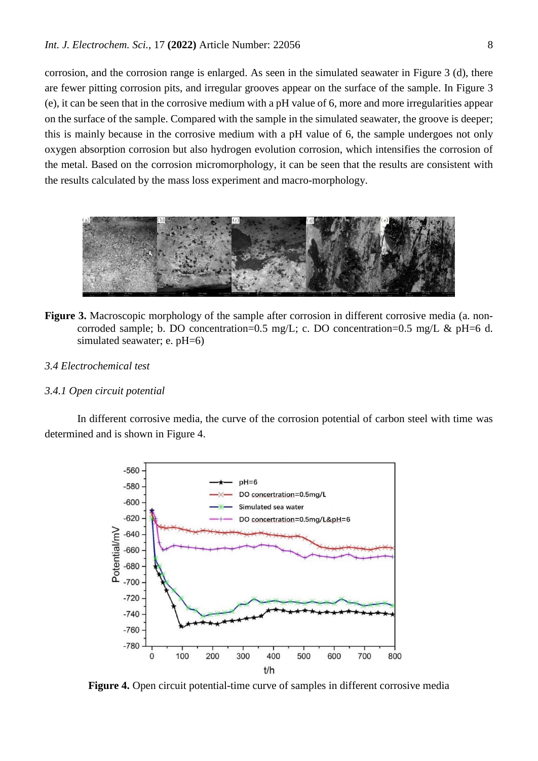corrosion, and the corrosion range is enlarged. As seen in the simulated seawater in Figure 3 (d), there are fewer pitting corrosion pits, and irregular grooves appear on the surface of the sample. In Figure 3 (e), it can be seen that in the corrosive medium with a pH value of 6, more and more irregularities appear on the surface of the sample. Compared with the sample in the simulated seawater, the groove is deeper; this is mainly because in the corrosive medium with a pH value of 6, the sample undergoes not only oxygen absorption corrosion but also hydrogen evolution corrosion, which intensifies the corrosion of the metal. Based on the corrosion micromorphology, it can be seen that the results are consistent with the results calculated by the mass loss experiment and macro-morphology.

**Figure 3.** Macroscopic morphology of the sample after corrosion in different corrosive media (a. non-corroded sample; b. DO concentration=0.5 mg/L; c. DO concentration=0.5 mg/L & pH=6 d. simulated seawater; e. pH=6)

*3.4 Electrochemical test*

*3.4.1 Open circuit potential*

In different corrosive media, the curve of the corrosion potential of carbon steel with time was determined and is shown in Figure 4.

**Figure 4.** Open circuit potential-time curve of samples in different corrosive media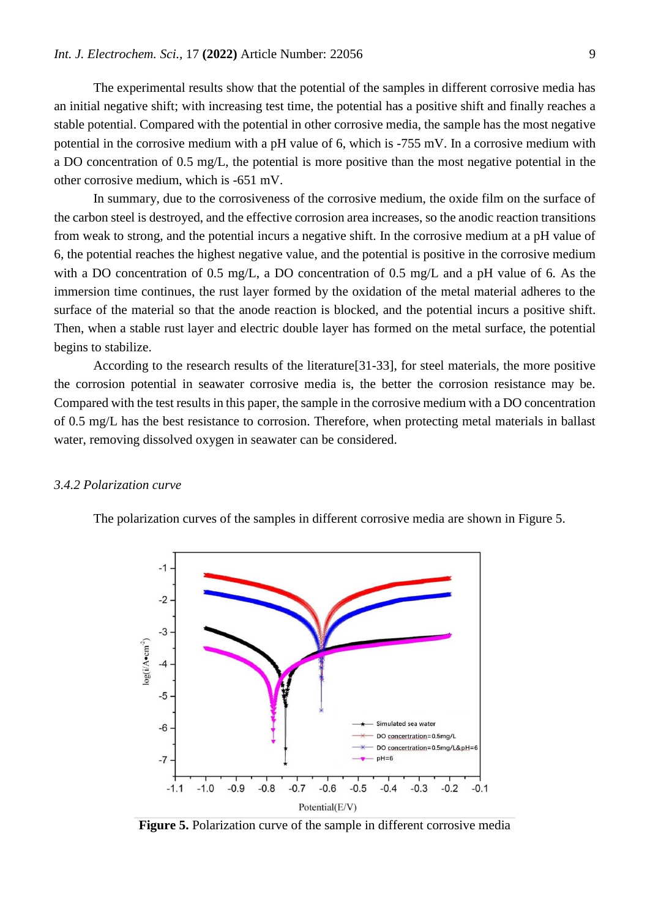The experimental results show that the potential of the samples in different corrosive media has an initial negative shift; with increasing test time, the potential has a positive shift and finally reaches a stable potential. Compared with the potential in other corrosive media, the sample has the most negative potential in the corrosive medium with a pH value of 6, which is -755 mV. In a corrosive medium with a DO concentration of 0.5 mg/L, the potential is more positive than the most negative potential in the other corrosive medium, which is -651 mV.

In summary, due to the corrosiveness of the corrosive medium, the oxide film on the surface of the carbon steel is destroyed, and the effective corrosion area increases, so the anodic reaction transitions from weak to strong, and the potential incurs a negative shift. In the corrosive medium at a pH value of 6, the potential reaches the highest negative value, and the potential is positive in the corrosive medium with a DO concentration of 0.5 mg/L, a DO concentration of 0.5 mg/L and a pH value of 6. As the immersion time continues, the rust layer formed by the oxidation of the metal material adheres to the surface of the material so that the anode reaction is blocked, and the potential incurs a positive shift. Then, when a stable rust layer and electric double layer has formed on the metal surface, the potential begins to stabilize.

According to the research results of the literature[31-33], for steel materials, the more positive the corrosion potential in seawater corrosive media is, the better the corrosion resistance may be. Compared with the test results in this paper, the sample in the corrosive medium with a DO concentration of 0.5 mg/L has the best resistance to corrosion. Therefore, when protecting metal materials in ballast water, removing dissolved oxygen in seawater can be considered.

### *3.4.2 Polarization curve*

The polarization curves of the samples in different corrosive media are shown in Figure 5.

**Figure 5.** Polarization curve of the sample in different corrosive media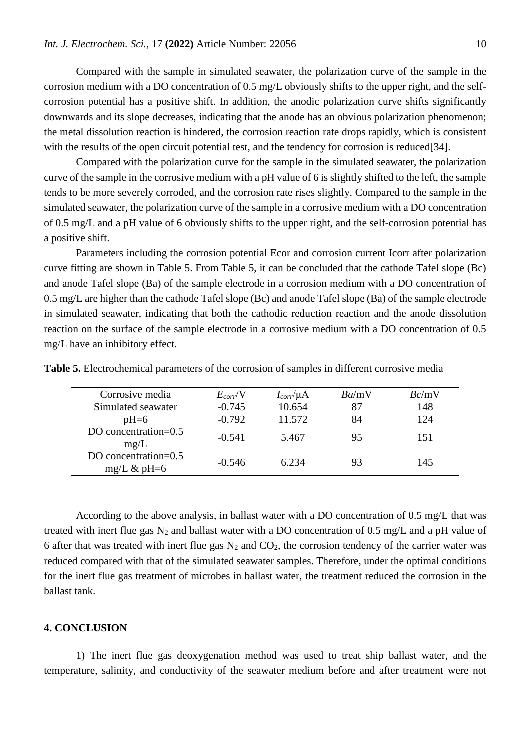Compared with the sample in simulated seawater, the polarization curve of the sample in the corrosion medium with a DO concentration of 0.5 mg/L obviously shifts to the upper right, and the self-corrosion potential has a positive shift. In addition, the anodic polarization curve shifts significantly downwards and its slope decreases, indicating that the anode has an obvious polarization phenomenon; the metal dissolution reaction is hindered, the corrosion reaction rate drops rapidly, which is consistent with the results of the open circuit potential test, and the tendency for corrosion is reduced[34].

Compared with the polarization curve for the sample in the simulated seawater, the polarization curve of the sample in the corrosive medium with a pH value of 6 is slightly shifted to the left, the sample tends to be more severely corroded, and the corrosion rate rises slightly. Compared to the sample in the simulated seawater, the polarization curve of the sample in a corrosive medium with a DO concentration of 0.5 mg/L and a pH value of 6 obviously shifts to the upper right, and the self-corrosion potential has a positive shift.

Parameters including the corrosion potential Ecor and corrosion current Icorr after polarization curve fitting are shown in Table 5. From Table 5, it can be concluded that the cathode Tafel slope (Bc) and anode Tafel slope (Ba) of the sample electrode in a corrosion medium with a DO concentration of 0.5 mg/L are higher than the cathode Tafel slope (Bc) and anode Tafel slope (Ba) of the sample electrode in simulated seawater, indicating that both the cathodic reduction reaction and the anode dissolution reaction on the surface of the sample electrode in a corrosive medium with a DO concentration of 0.5 mg/L have an inhibitory effect.

**Table 5.** Electrochemical parameters of the corrosion of samples in different corrosive media

| Corrosive media | $E_{corr}$/V | $I_{corr}$/μA | $Ba$/mV | $Bc$/mV |
|---|---|---|---|---|
| Simulated seawater | -0.745 | 10.654 | 87 | 148 |
| pH=6 | -0.792 | 11.572 | 84 | 124 |
| DO concentration=0.5 mg/L | -0.541 | 5.467 | 95 | 151 |
| DO concentration=0.5 mg/L & pH=6 | -0.546 | 6.234 | 93 | 145 |

According to the above analysis, in ballast water with a DO concentration of 0.5 mg/L that was treated with inert flue gas $N_2$ and ballast water with a DO concentration of 0.5 mg/L and a pH value of 6 after that was treated with inert flue gas $N_2$ and $CO_2$, the corrosion tendency of the carrier water was reduced compared with that of the simulated seawater samples. Therefore, under the optimal conditions for the inert flue gas treatment of microbes in ballast water, the treatment reduced the corrosion in the ballast tank.

## 4. CONCLUSION

1) The inert flue gas deoxygenation method was used to treat ship ballast water, and the temperature, salinity, and conductivity of the seawater medium before and after treatment were not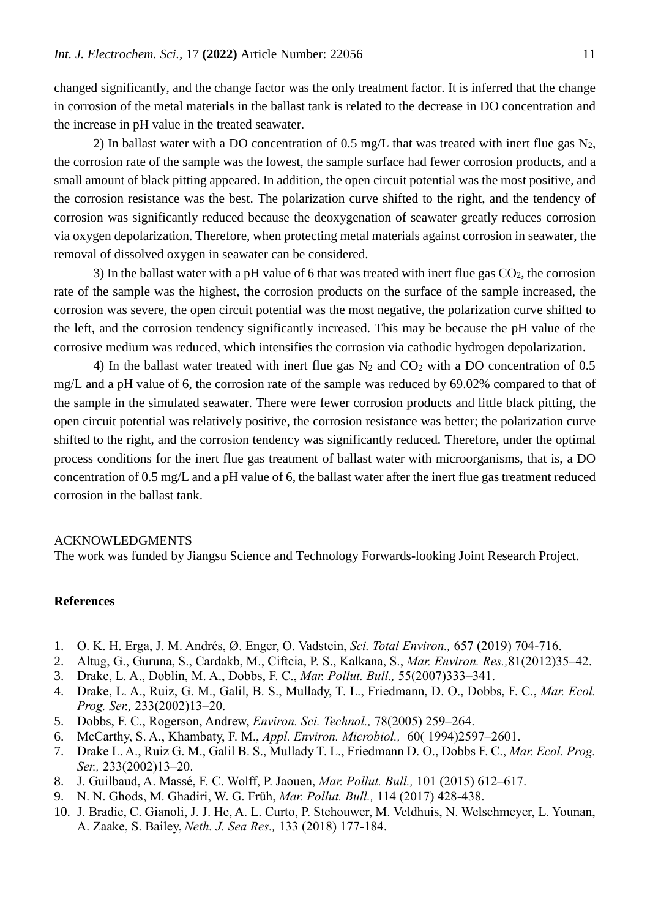changed significantly, and the change factor was the only treatment factor. It is inferred that the change in corrosion of the metal materials in the ballast tank is related to the decrease in DO concentration and the increase in pH value in the treated seawater.

2) In ballast water with a DO concentration of 0.5 mg/L that was treated with inert flue gas $N_2$, the corrosion rate of the sample was the lowest, the sample surface had fewer corrosion products, and a small amount of black pitting appeared. In addition, the open circuit potential was the most positive, and the corrosion resistance was the best. The polarization curve shifted to the right, and the tendency of corrosion was significantly reduced because the deoxygenation of seawater greatly reduces corrosion via oxygen depolarization. Therefore, when protecting metal materials against corrosion in seawater, the removal of dissolved oxygen in seawater can be considered.

3) In the ballast water with a pH value of 6 that was treated with inert flue gas $CO_2$, the corrosion rate of the sample was the highest, the corrosion products on the surface of the sample increased, the corrosion was severe, the open circuit potential was the most negative, the polarization curve shifted to the left, and the corrosion tendency significantly increased. This may be because the pH value of the corrosive medium was reduced, which intensifies the corrosion via cathodic hydrogen depolarization.

4) In the ballast water treated with inert flue gas $N_2$ and $CO_2$ with a DO concentration of 0.5 mg/L and a pH value of 6, the corrosion rate of the sample was reduced by 69.02% compared to that of the sample in the simulated seawater. There were fewer corrosion products and little black pitting, the open circuit potential was relatively positive, the corrosion resistance was better; the polarization curve shifted to the right, and the corrosion tendency was significantly reduced. Therefore, under the optimal process conditions for the inert flue gas treatment of ballast water with microorganisms, that is, a DO concentration of 0.5 mg/L and a pH value of 6, the ballast water after the inert flue gas treatment reduced corrosion in the ballast tank.

ACKNOWLEDGMENTS

The work was funded by Jiangsu Science and Technology Forwards-looking Joint Research Project.

## References

1. O. K. H. Erga, J. M. Andrés, Ø. Enger, O. Vadstein, *Sci. Total Environ.,* 657 (2019) 704-716.
2. Altug, G., Guruna, S., Cardakb, M., Ciftcia, P. S., Kalkana, S., *Mar. Environ. Res.,*81(2012)35–42.
3. Drake, L. A., Doblin, M. A., Dobbs, F. C., *Mar. Pollut. Bull.,* 55(2007)333–341.
4. Drake, L. A., Ruiz, G. M., Galil, B. S., Mullady, T. L., Friedmann, D. O., Dobbs, F. C., *Mar. Ecol. Prog. Ser.,* 233(2002)13–20.
5. Dobbs, F. C., Rogerson, Andrew, *Environ. Sci. Technol.,* 78(2005) 259–264.
6. McCarthy, S. A., Khambaty, F. M., *Appl. Environ. Microbiol.,* 60( 1994)2597–2601.
7. Drake L. A., Ruiz G. M., Galil B. S., Mullady T. L., Friedmann D. O., Dobbs F. C., *Mar. Ecol. Prog. Ser.,* 233(2002)13–20.
8. J. Guilbaud, A. Massé, F. C. Wolff, P. Jaouen, *Mar. Pollut. Bull.,* 101 (2015) 612–617.
9. N. N. Ghods, M. Ghadiri, W. G. Früh, *Mar. Pollut. Bull.,* 114 (2017) 428-438.
10. J. Bradie, C. Gianoli, J. J. He, A. L. Curto, P. Stehouwer, M. Veldhuis, N. Welschmeyer, L. Younan, A. Zaake, S. Bailey, *Neth. J. Sea Res.,* 133 (2018) 177-184.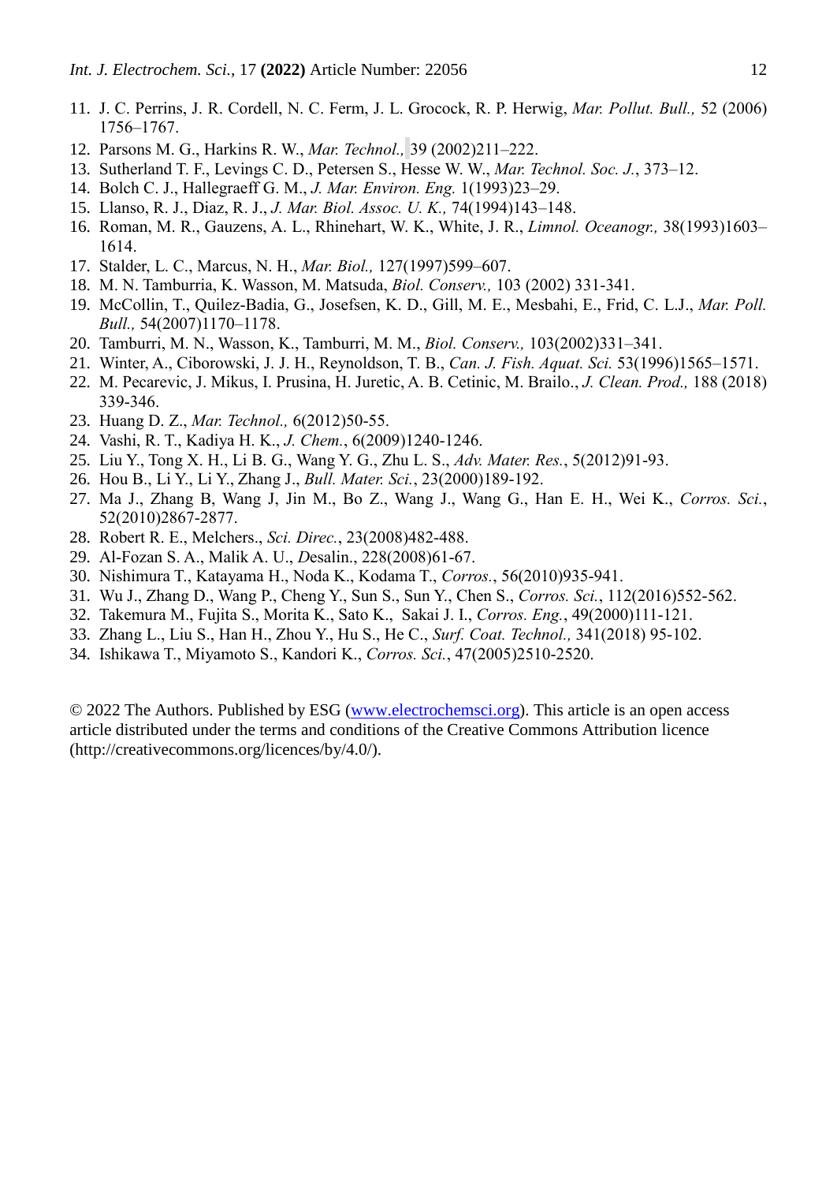11. J. C. Perrins, J. R. Cordell, N. C. Ferm, J. L. Grocock, R. P. Herwig, *Mar. Pollut. Bull.,* 52 (2006) 1756–1767.
12. Parsons M. G., Harkins R. W., *Mar. Technol.,* 39 (2002)211–222.
13. Sutherland T. F., Levings C. D., Petersen S., Hesse W. W., *Mar. Technol. Soc. J.*, 373–12.
14. Bolch C. J., Hallegraeff G. M., *J. Mar. Environ. Eng.* 1(1993)23–29.
15. Llanso, R. J., Diaz, R. J., *J. Mar. Biol. Assoc. U. K.,* 74(1994)143–148.
16. Roman, M. R., Gauzens, A. L., Rhinehart, W. K., White, J. R., *Limnol. Oceanogr.,* 38(1993)1603–1614.
17. Stalder, L. C., Marcus, N. H., *Mar. Biol.,* 127(1997)599–607.
18. M. N. Tamburria, K. Wasson, M. Matsuda, *Biol. Conserv.,* 103 (2002) 331-341.
19. McCollin, T., Quilez-Badia, G., Josefsen, K. D., Gill, M. E., Mesbahi, E., Frid, C. L.J., *Mar. Poll. Bull.,* 54(2007)1170–1178.
20. Tamburri, M. N., Wasson, K., Tamburri, M. M., *Biol. Conserv.,* 103(2002)331–341.
21. Winter, A., Ciborowski, J. J. H., Reynoldson, T. B., *Can. J. Fish. Aquat. Sci.* 53(1996)1565–1571.
22. M. Pecarevic, J. Mikus, I. Prusina, H. Juretic, A. B. Cetinic, M. Brailo., *J. Clean. Prod.,* 188 (2018) 339-346.
23. Huang D. Z., *Mar. Technol.,* 6(2012)50-55.
24. Vashi, R. T., Kadiya H. K., *J. Chem.*, 6(2009)1240-1246.
25. Liu Y., Tong X. H., Li B. G., Wang Y. G., Zhu L. S., *Adv. Mater. Res.*, 5(2012)91-93.
26. Hou B., Li Y., Li Y., Zhang J., *Bull. Mater. Sci.*, 23(2000)189-192.
27. Ma J., Zhang B, Wang J, Jin M., Bo Z., Wang J., Wang G., Han E. H., Wei K., *Corros. Sci.*, 52(2010)2867-2877.
28. Robert R. E., Melchers., *Sci. Direc.*, 23(2008)482-488.
29. Al-Fozan S. A., Malik A. U., *D*esalin., 228(2008)61-67.
30. Nishimura T., Katayama H., Noda K., Kodama T., *Corros.*, 56(2010)935-941.
31. Wu J., Zhang D., Wang P., Cheng Y., Sun S., Sun Y., Chen S., *Corros. Sci.*, 112(2016)552-562.
32. Takemura M., Fujita S., Morita K., Sato K., Sakai J. I., *Corros. Eng.*, 49(2000)111-121.
33. Zhang L., Liu S., Han H., Zhou Y., Hu S., He C., *Surf. Coat. Technol.,* 341(2018) 95-102.
34. Ishikawa T., Miyamoto S., Kandori K., *Corros. Sci.*, 47(2005)2510-2520.

© 2022 The Authors. Published by ESG (www.electrochemsci.org). This article is an open access article distributed under the terms and conditions of the Creative Commons Attribution licence (http://creativecommons.org/licences/by/4.0/).